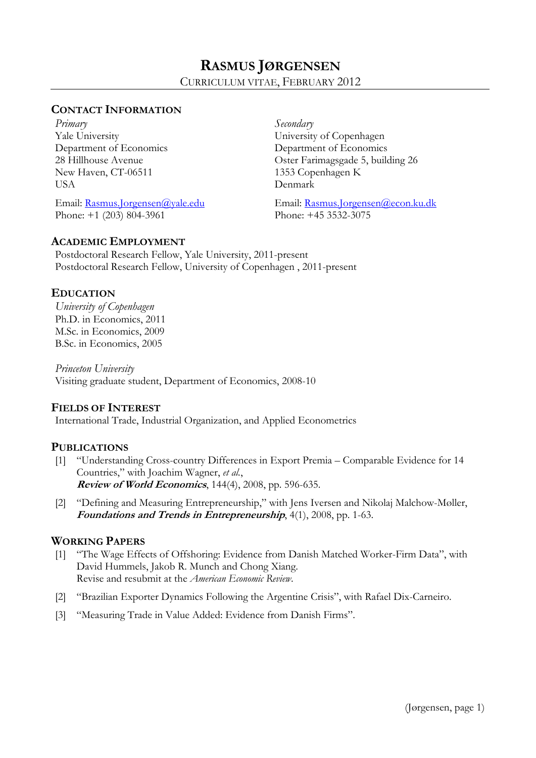# RASMUS JØRGENSEN

CURRICULUM VITAE, FEBRUARY 2012

## CONTACT INFORMATION

*Primary*
Yale University
Department of Economics
28 Hillhouse Avenue
New Haven, CT-06511
USA

Email: Rasmus.Jorgensen@yale.edu
Phone: +1 (203) 804-3961

*Secondary*
University of Copenhagen
Department of Economics
Oster Farimagsgade 5, building 26
1353 Copenhagen K
Denmark

Email: Rasmus.Jorgensen@econ.ku.dk
Phone: +45 3532-3075

## ACADEMIC EMPLOYMENT

Postdoctoral Research Fellow, Yale University, 2011-present
Postdoctoral Research Fellow, University of Copenhagen , 2011-present

## EDUCATION

*University of Copenhagen*
Ph.D. in Economics, 2011
M.Sc. in Economics, 2009
B.Sc. in Economics, 2005

*Princeton University*
Visiting graduate student, Department of Economics, 2008-10

## FIELDS OF INTEREST

International Trade, Industrial Organization, and Applied Econometrics

## PUBLICATIONS

[1] "Understanding Cross-country Differences in Export Premia – Comparable Evidence for 14 Countries," with Joachim Wagner, *et al.*,
**_Review of World Economics_**, 144(4), 2008, pp. 596-635.

[2] "Defining and Measuring Entrepreneurship," with Jens Iversen and Nikolaj Malchow-Møller, **_Foundations and Trends in Entrepreneurship_**, 4(1), 2008, pp. 1-63.

## WORKING PAPERS

[1] "The Wage Effects of Offshoring: Evidence from Danish Matched Worker-Firm Data", with David Hummels, Jakob R. Munch and Chong Xiang.
Revise and resubmit at the *American Economic Review*.

[2] "Brazilian Exporter Dynamics Following the Argentine Crisis", with Rafael Dix-Carneiro.

[3] "Measuring Trade in Value Added: Evidence from Danish Firms".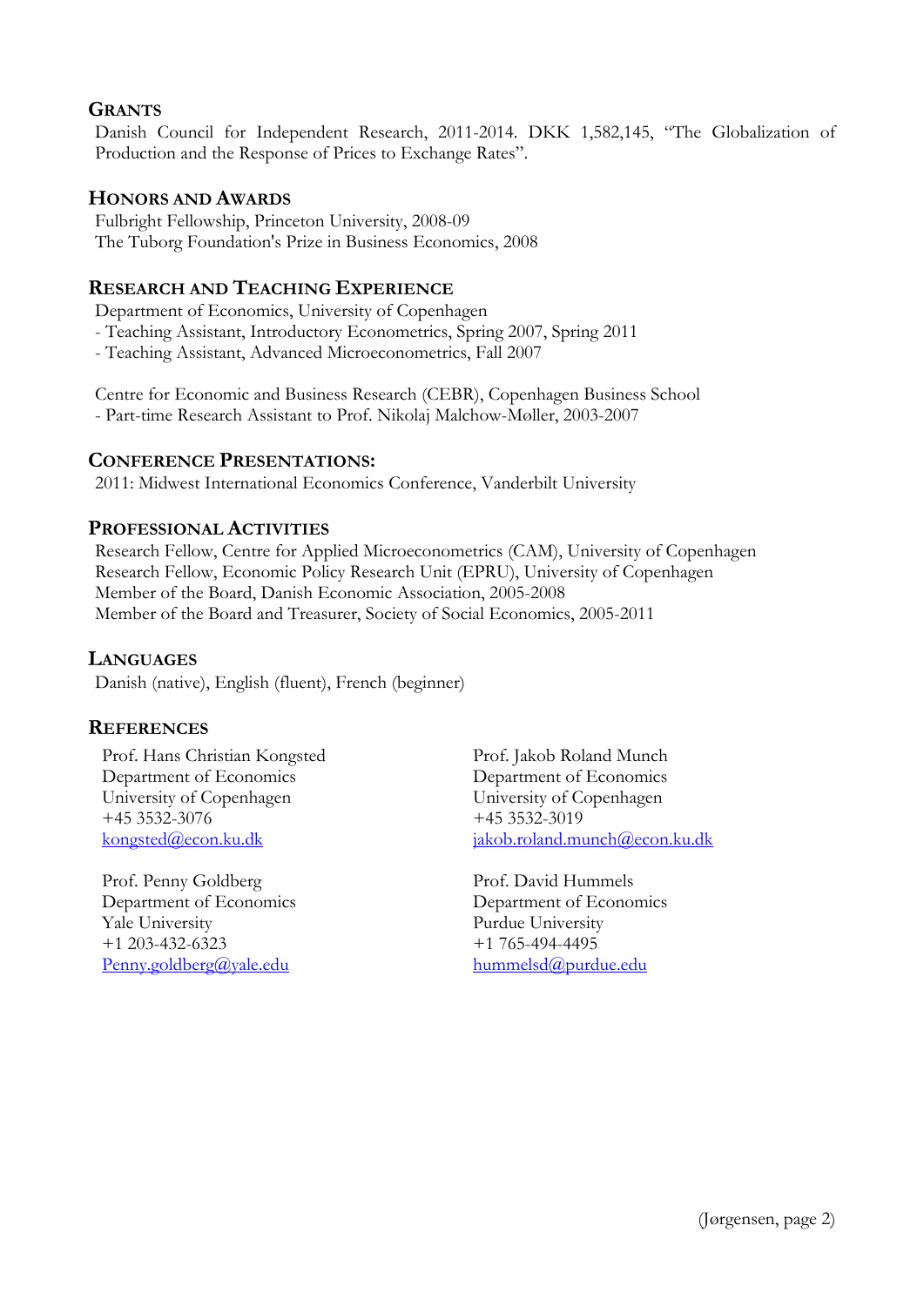## GRANTS

Danish Council for Independent Research, 2011-2014. DKK 1,582,145, "The Globalization of Production and the Response of Prices to Exchange Rates".

## HONORS AND AWARDS

Fulbright Fellowship, Princeton University, 2008-09
The Tuborg Foundation's Prize in Business Economics, 2008

## RESEARCH AND TEACHING EXPERIENCE

Department of Economics, University of Copenhagen
- Teaching Assistant, Introductory Econometrics, Spring 2007, Spring 2011
- Teaching Assistant, Advanced Microeconometrics, Fall 2007

Centre for Economic and Business Research (CEBR), Copenhagen Business School
- Part-time Research Assistant to Prof. Nikolaj Malchow-Møller, 2003-2007

## CONFERENCE PRESENTATIONS:

2011: Midwest International Economics Conference, Vanderbilt University

## PROFESSIONAL ACTIVITIES

Research Fellow, Centre for Applied Microeconometrics (CAM), University of Copenhagen
Research Fellow, Economic Policy Research Unit (EPRU), University of Copenhagen
Member of the Board, Danish Economic Association, 2005-2008
Member of the Board and Treasurer, Society of Social Economics, 2005-2011

## LANGUAGES

Danish (native), English (fluent), French (beginner)

## REFERENCES

Prof. Hans Christian Kongsted
Department of Economics
University of Copenhagen
+45 3532-3076
kongsted@econ.ku.dk

Prof. Jakob Roland Munch
Department of Economics
University of Copenhagen
+45 3532-3019
jakob.roland.munch@econ.ku.dk

Prof. Penny Goldberg
Department of Economics
Yale University
+1 203-432-6323
Penny.goldberg@yale.edu

Prof. David Hummels
Department of Economics
Purdue University
+1 765-494-4495
hummelsd@purdue.edu